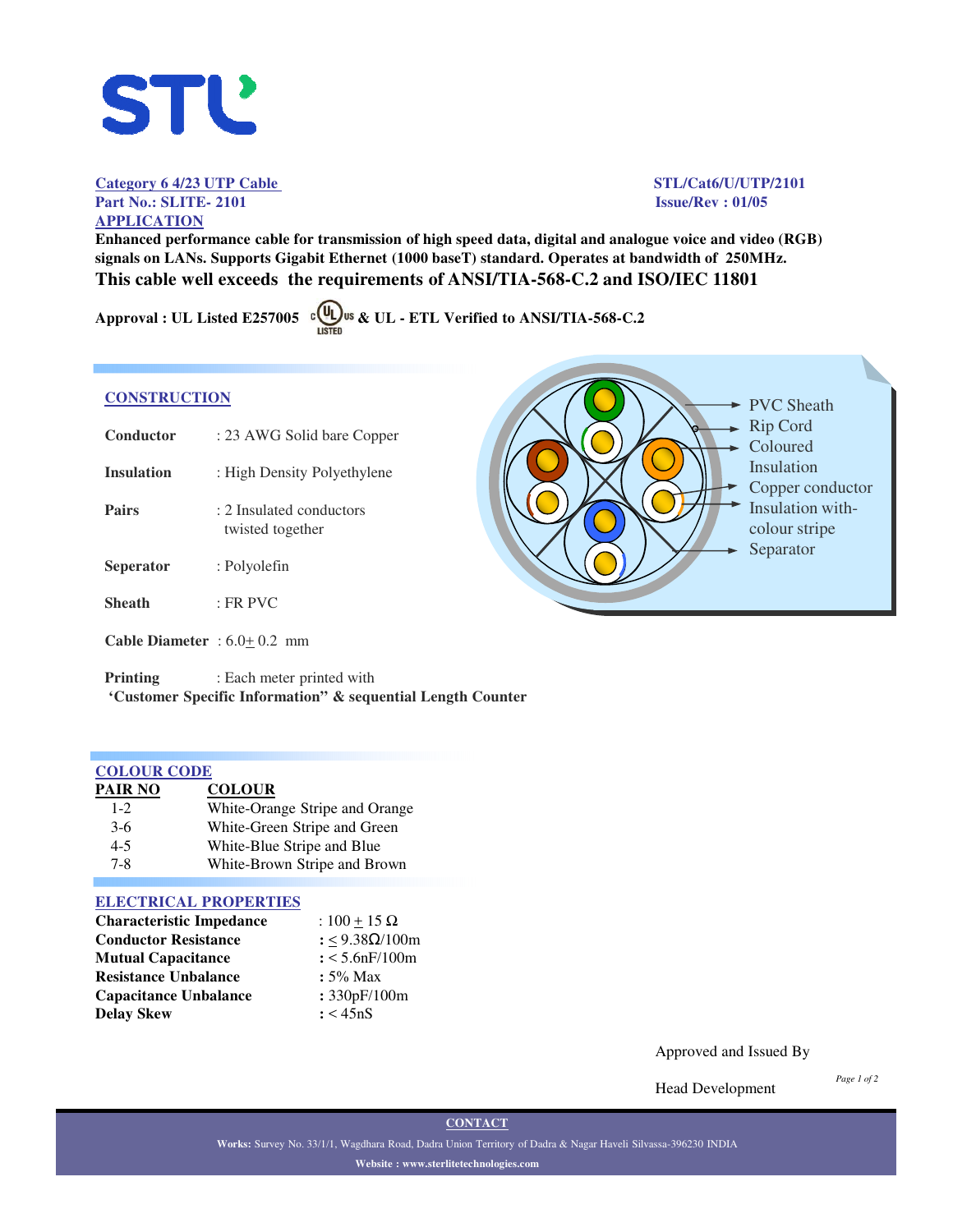STL

**Category 6 4/23 UTP Cable**
**Part No.: SLITE- 2101**

**STL/Cat6/U/UTP/2101**
**Issue/Rev : 01/05**

## APPLICATION

**Enhanced performance cable for transmission of high speed data, digital and analogue voice and video (RGB) signals on LANs. Supports Gigabit Ethernet (1000 baseT) standard. Operates at bandwidth of 250MHz.**

**This cable well exceeds the requirements of ANSI/TIA-568-C.2 and ISO/IEC 11801**

**Approval : UL Listed E257005 c UL us LISTED & UL - ETL Verified to ANSI/TIA-568-C.2**

## CONSTRUCTION

| | |
|---|---|
| **Conductor** | : 23 AWG Solid bare Copper |
| **Insulation** | : High Density Polyethylene |
| **Pairs** | : 2 Insulated conductors twisted together |
| **Seperator** | : Polyolefin |
| **Sheath** | : FR PVC |
| **Cable Diameter** | : 6.0± 0.2 mm |
| **Printing** | : Each meter printed with **'Customer Specific Information" & sequential Length Counter** |

PVC Sheath
Rip Cord
Coloured Insulation
Copper conductor
Insulation with-colour stripe
Separator

## COLOUR CODE

| PAIR NO | COLOUR |
|---|---|
| 1-2 | White-Orange Stripe and Orange |
| 3-6 | White-Green Stripe and Green |
| 4-5 | White-Blue Stripe and Blue |
| 7-8 | White-Brown Stripe and Brown |

## ELECTRICAL PROPERTIES

| | |
|---|---|
| **Characteristic Impedance** | : 100 ± 15 Ω |
| **Conductor Resistance** | : ≤ 9.38Ω/100m |
| **Mutual Capacitance** | : < 5.6nF/100m |
| **Resistance Unbalance** | : 5% Max |
| **Capacitance Unbalance** | : 330pF/100m |
| **Delay Skew** | : < 45nS |

Approved and Issued By

Head Development

**CONTACT**

**Works:** Survey No. 33/1/1, Wagdhara Road, Dadra Union Territory of Dadra & Nagar Haveli Silvassa-396230 INDIA

**Website : www.sterlitetechnologies.com**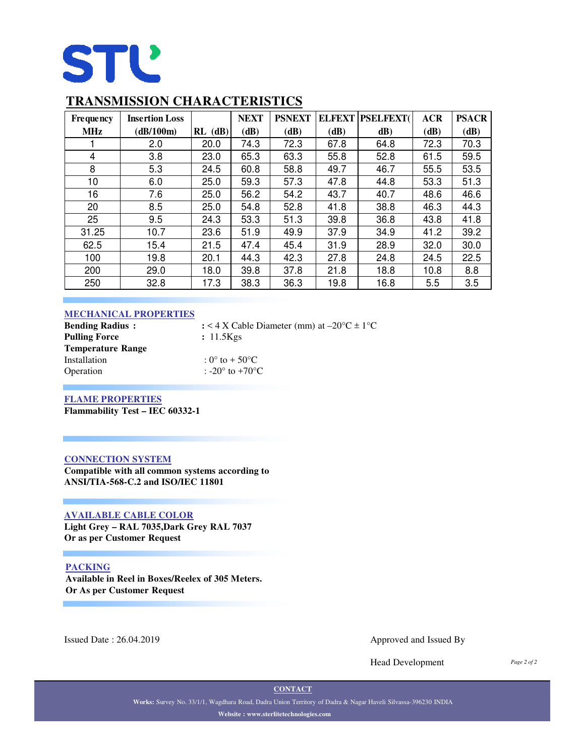## TRANSMISSION CHARACTERISTICS

| Frequency MHz | Insertion Loss (dB/100m) | RL (dB) | NEXT (dB) | PSNEXT (dB) | ELFEXT (dB) | PSELFEXT( dB) | ACR (dB) | PSACR (dB) |
|---|---|---|---|---|---|---|---|---|
| 1 | 2.0 | 20.0 | 74.3 | 72.3 | 67.8 | 64.8 | 72.3 | 70.3 |
| 4 | 3.8 | 23.0 | 65.3 | 63.3 | 55.8 | 52.8 | 61.5 | 59.5 |
| 8 | 5.3 | 24.5 | 60.8 | 58.8 | 49.7 | 46.7 | 55.5 | 53.5 |
| 10 | 6.0 | 25.0 | 59.3 | 57.3 | 47.8 | 44.8 | 53.3 | 51.3 |
| 16 | 7.6 | 25.0 | 56.2 | 54.2 | 43.7 | 40.7 | 48.6 | 46.6 |
| 20 | 8.5 | 25.0 | 54.8 | 52.8 | 41.8 | 38.8 | 46.3 | 44.3 |
| 25 | 9.5 | 24.3 | 53.3 | 51.3 | 39.8 | 36.8 | 43.8 | 41.8 |
| 31.25 | 10.7 | 23.6 | 51.9 | 49.9 | 37.9 | 34.9 | 41.2 | 39.2 |
| 62.5 | 15.4 | 21.5 | 47.4 | 45.4 | 31.9 | 28.9 | 32.0 | 30.0 |
| 100 | 19.8 | 20.1 | 44.3 | 42.3 | 27.8 | 24.8 | 24.5 | 22.5 |
| 200 | 29.0 | 18.0 | 39.8 | 37.8 | 21.8 | 18.8 | 10.8 | 8.8 |
| 250 | 32.8 | 17.3 | 38.3 | 36.3 | 19.8 | 16.8 | 5.5 | 3.5 |

### MECHANICAL PROPERTIES

**Bending Radius :** : < 4 X Cable Diameter (mm) at –20°C ± 1°C

**Pulling Force** : 11.5Kgs

**Temperature Range**

Installation : 0° to + 50°C

Operation : -20° to +70°C

### FLAME PROPERTIES

**Flammability Test – IEC 60332-1**

### CONNECTION SYSTEM

**Compatible with all common systems according to ANSI/TIA-568-C.2 and ISO/IEC 11801**

### AVAILABLE CABLE COLOR

**Light Grey – RAL 7035,Dark Grey RAL 7037**
**Or as per Customer Request**

### PACKING

**Available in Reel in Boxes/Reelex of 305 Meters.**
**Or As per Customer Request**

Issued Date : 26.04.2019

Approved and Issued By

Head Development

**CONTACT**

**Works:** Survey No. 33/1/1, Wagdhara Road, Dadra Union Territory of Dadra & Nagar Haveli Silvassa-396230 INDIA

**Website : www.sterlitetechnologies.com**